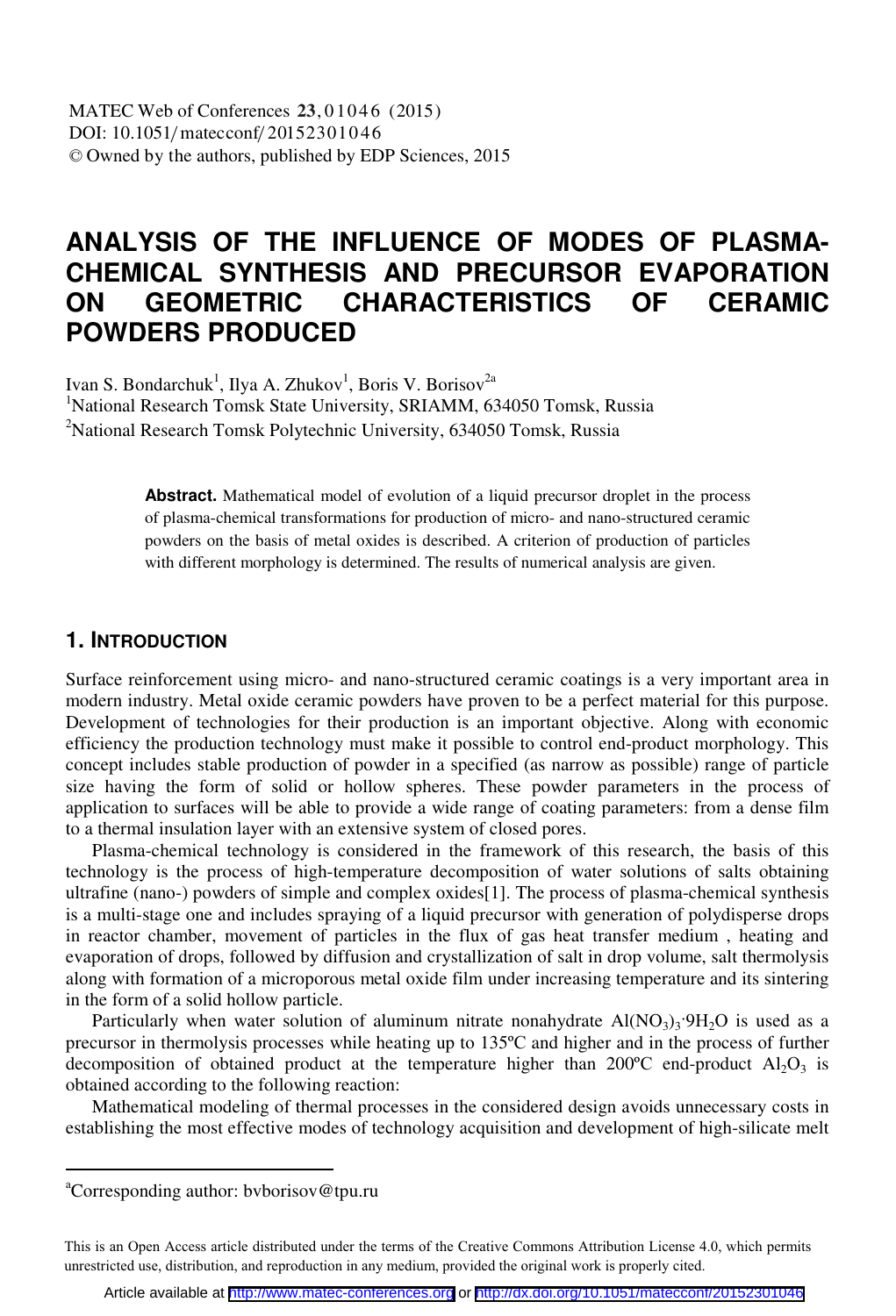# ANALYSIS OF THE INFLUENCE OF MODES OF PLASMA-CHEMICAL SYNTHESIS AND PRECURSOR EVAPORATION ON GEOMETRIC CHARACTERISTICS OF CERAMIC POWDERS PRODUCED

Ivan S. Bondarchuk[1], Ilya A. Zhukov[1], Boris V. Borisov[2a]

[1]National Research Tomsk State University, SRIAMM, 634050 Tomsk, Russia

[2]National Research Tomsk Polytechnic University, 634050 Tomsk, Russia

**Abstract.** Mathematical model of evolution of a liquid precursor droplet in the process of plasma-chemical transformations for production of micro- and nano-structured ceramic powders on the basis of metal oxides is described. A criterion of production of particles with different morphology is determined. The results of numerical analysis are given.

## 1. Introduction

Surface reinforcement using micro- and nano-structured ceramic coatings is a very important area in modern industry. Metal oxide ceramic powders have proven to be a perfect material for this purpose. Development of technologies for their production is an important objective. Along with economic efficiency the production technology must make it possible to control end-product morphology. This concept includes stable production of powder in a specified (as narrow as possible) range of particle size having the form of solid or hollow spheres. These powder parameters in the process of application to surfaces will be able to provide a wide range of coating parameters: from a dense film to a thermal insulation layer with an extensive system of closed pores.

Plasma-chemical technology is considered in the framework of this research, the basis of this technology is the process of high-temperature decomposition of water solutions of salts obtaining ultrafine (nano-) powders of simple and complex oxides[1]. The process of plasma-chemical synthesis is a multi-stage one and includes spraying of a liquid precursor with generation of polydisperse drops in reactor chamber, movement of particles in the flux of gas heat transfer medium , heating and evaporation of drops, followed by diffusion and crystallization of salt in drop volume, salt thermolysis along with formation of a microporous metal oxide film under increasing temperature and its sintering in the form of a solid hollow particle.

Particularly when water solution of aluminum nitrate nonahydrate $Al(NO_3)_3 \cdot 9H_2O$ is used as a precursor in thermolysis processes while heating up to 135ºC and higher and in the process of further decomposition of obtained product at the temperature higher than 200ºC end-product $Al_2O_3$ is obtained according to the following reaction:

Mathematical modeling of thermal processes in the considered design avoids unnecessary costs in establishing the most effective modes of technology acquisition and development of high-silicate melt

---

[a]Corresponding author: bvborisov@tpu.ru

This is an Open Access article distributed under the terms of the Creative Commons Attribution License 4.0, which permits unrestricted use, distribution, and reproduction in any medium, provided the original work is properly cited.

Article available at http://www.matec-conferences.org or http://dx.doi.org/10.1051/matecconf/20152301046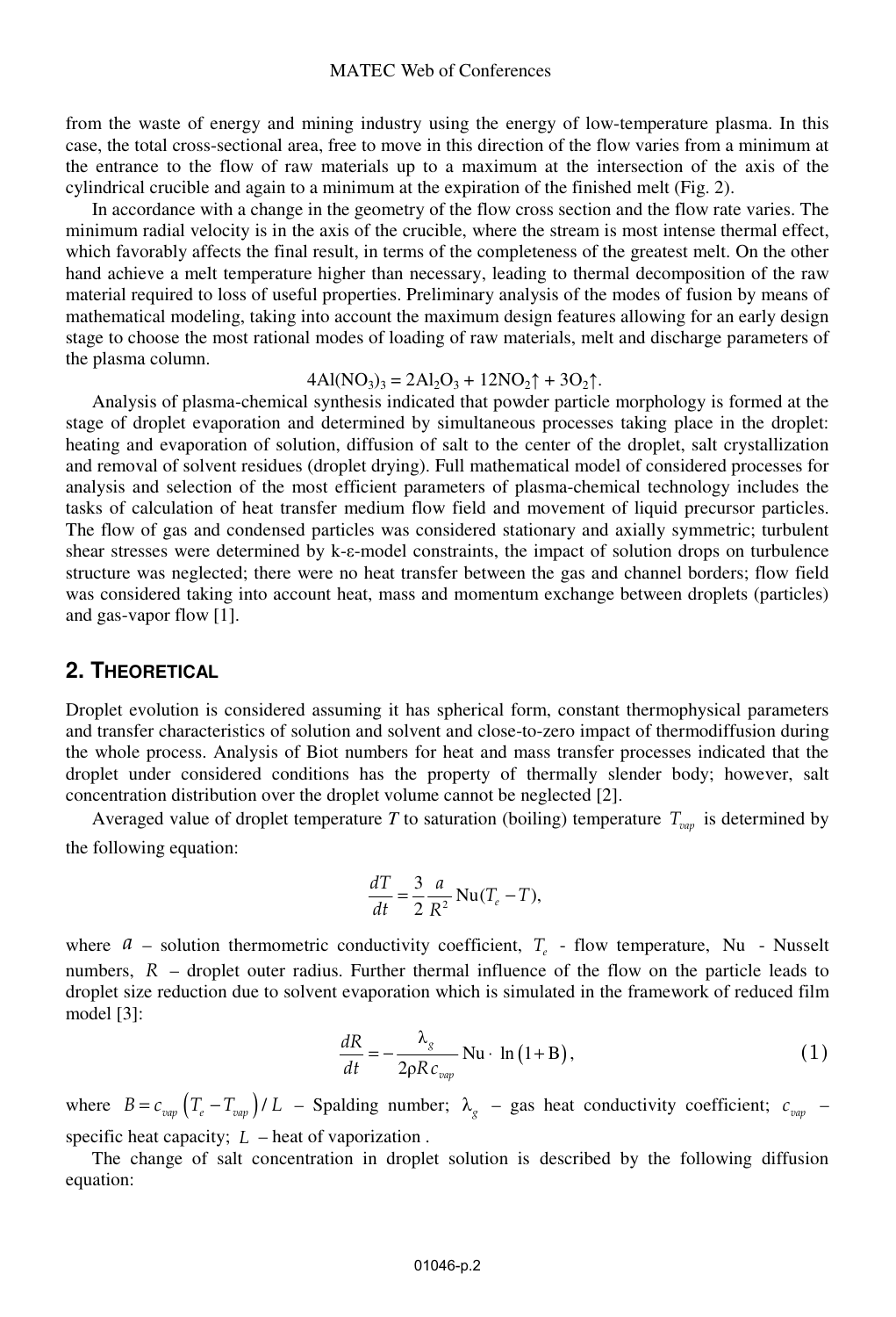from the waste of energy and mining industry using the energy of low-temperature plasma. In this case, the total cross-sectional area, free to move in this direction of the flow varies from a minimum at the entrance to the flow of raw materials up to a maximum at the intersection of the axis of the cylindrical crucible and again to a minimum at the expiration of the finished melt (Fig. 2).

In accordance with a change in the geometry of the flow cross section and the flow rate varies. The minimum radial velocity is in the axis of the crucible, where the stream is most intense thermal effect, which favorably affects the final result, in terms of the completeness of the greatest melt. On the other hand achieve a melt temperature higher than necessary, leading to thermal decomposition of the raw material required to loss of useful properties. Preliminary analysis of the modes of fusion by means of mathematical modeling, taking into account the maximum design features allowing for an early design stage to choose the most rational modes of loading of raw materials, melt and discharge parameters of the plasma column.

$$4Al(NO_3)_3 = 2Al_2O_3 + 12NO_2\uparrow + 3O_2\uparrow.$$

Analysis of plasma-chemical synthesis indicated that powder particle morphology is formed at the stage of droplet evaporation and determined by simultaneous processes taking place in the droplet: heating and evaporation of solution, diffusion of salt to the center of the droplet, salt crystallization and removal of solvent residues (droplet drying). Full mathematical model of considered processes for analysis and selection of the most efficient parameters of plasma-chemical technology includes the tasks of calculation of heat transfer medium flow field and movement of liquid precursor particles. The flow of gas and condensed particles was considered stationary and axially symmetric; turbulent shear stresses were determined by k-ε-model constraints, the impact of solution drops on turbulence structure was neglected; there were no heat transfer between the gas and channel borders; flow field was considered taking into account heat, mass and momentum exchange between droplets (particles) and gas-vapor flow [1].

## 2. Theoretical

Droplet evolution is considered assuming it has spherical form, constant thermophysical parameters and transfer characteristics of solution and solvent and close-to-zero impact of thermodiffusion during the whole process. Analysis of Biot numbers for heat and mass transfer processes indicated that the droplet under considered conditions has the property of thermally slender body; however, salt concentration distribution over the droplet volume cannot be neglected [2].

Averaged value of droplet temperature $T$ to saturation (boiling) temperature $T_{vap}$ is determined by the following equation:

$$\frac{dT}{dt} = \frac{3}{2}\frac{a}{R^2}\,\mathrm{Nu}(T_e - T),$$

where $a$ – solution thermometric conductivity coefficient, $T_e$ - flow temperature, $\mathrm{Nu}$ - Nusselt numbers, $R$ – droplet outer radius. Further thermal influence of the flow on the particle leads to droplet size reduction due to solvent evaporation which is simulated in the framework of reduced film model [3]:

$$\frac{dR}{dt} = -\frac{\lambda_g}{2\rho R c_{vap}}\,\mathrm{Nu}\cdot\ln\left(1+\mathrm{B}\right), \tag{1}$$

where $B = c_{vap}\left(T_e - T_{vap}\right)/L$ – Spalding number; $\lambda_g$ – gas heat conductivity coefficient; $c_{vap}$ – specific heat capacity; $L$ – heat of vaporization .

The change of salt concentration in droplet solution is described by the following diffusion equation: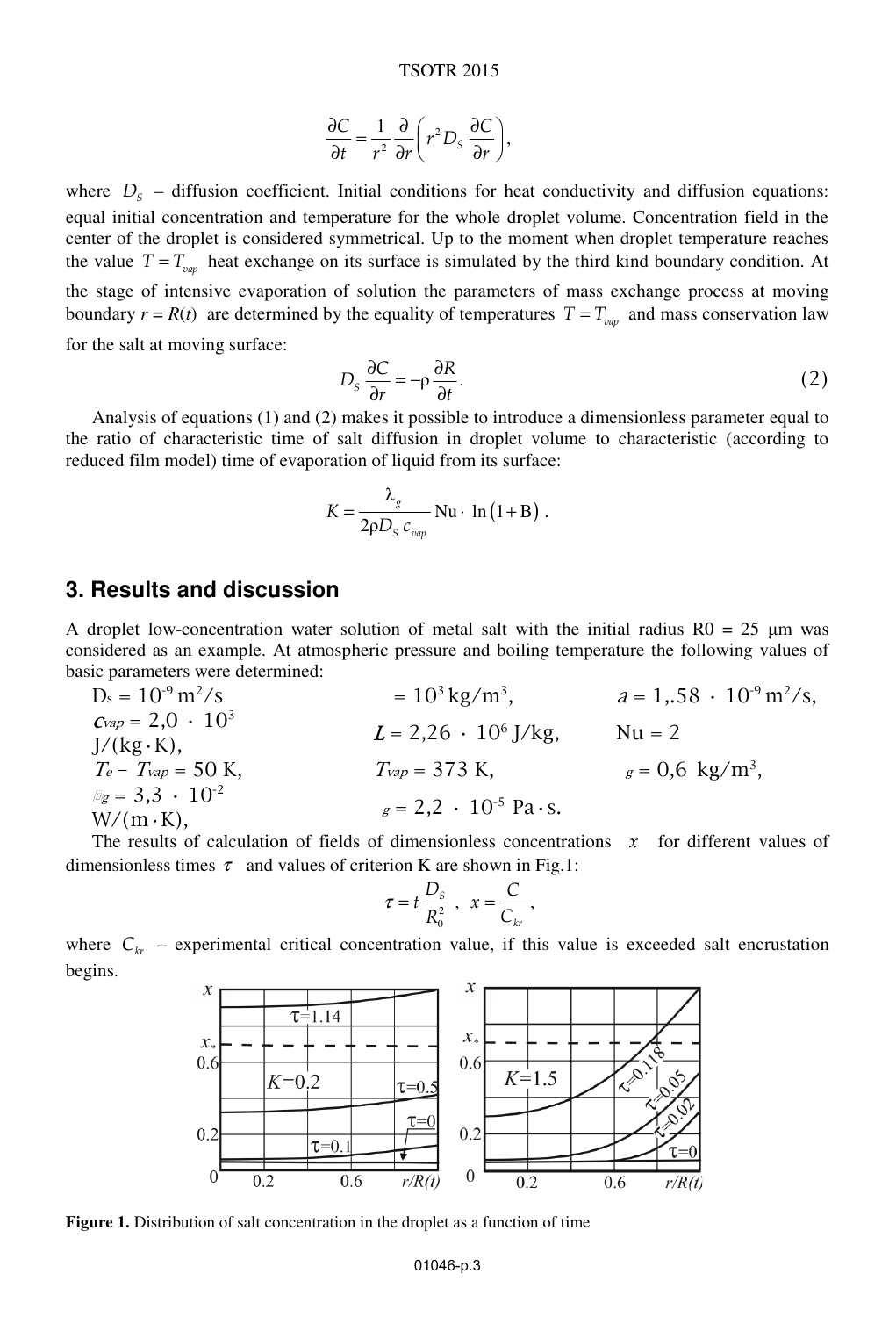$$\frac{\partial C}{\partial t} = \frac{1}{r^2}\frac{\partial}{\partial r}\left(r^2 D_S \frac{\partial C}{\partial r}\right),$$

where $D_S$ – diffusion coefficient. Initial conditions for heat conductivity and diffusion equations: equal initial concentration and temperature for the whole droplet volume. Concentration field in the center of the droplet is considered symmetrical. Up to the moment when droplet temperature reaches the value $T = T_{vap}$ heat exchange on its surface is simulated by the third kind boundary condition. At the stage of intensive evaporation of solution the parameters of mass exchange process at moving boundary $r = R(t)$ are determined by the equality of temperatures $T = T_{vap}$ and mass conservation law for the salt at moving surface:

$$D_S \frac{\partial C}{\partial r} = -\rho \frac{\partial R}{\partial t}. \quad (2)$$

Analysis of equations (1) and (2) makes it possible to introduce a dimensionless parameter equal to the ratio of characteristic time of salt diffusion in droplet volume to characteristic (according to reduced film model) time of evaporation of liquid from its surface:

$$K = \frac{\lambda_g}{2\rho D_S c_{vap}} \mathrm{Nu} \cdot \ln(1 + \mathrm{B}).$$

## 3. Results and discussion

A droplet low-concentration water solution of metal salt with the initial radius R0 = 25 μm was considered as an example. At atmospheric pressure and boiling temperature the following values of basic parameters were determined:

| | | |
|---|---|---|
| $D_s = 10^{-9}$ m$^2$/s | $= 10^3$ kg/m$^3$, | $a = 1,.58 \cdot 10^{-9}$ m$^2$/s, |
| $c_{vap} = 2,0 \cdot 10^3$ J/(kg·K), | $L = 2,26 \cdot 10^6$ J/kg, | Nu = 2 |
| $T_e - T_{vap} = 50$ K, | $T_{vap} = 373$ K, | $_g = 0,6$ kg/m$^3$, |
| $_g = 3,3 \cdot 10^{-2}$ W/(m·K), | $_g = 2,2 \cdot 10^{-5}$ Pa·s. | |

The results of calculation of fields of dimensionless concentrations $x$ for different values of dimensionless times $\tau$ and values of criterion K are shown in Fig.1:

$$\tau = t\frac{D_S}{R_0^2}, \quad x = \frac{C}{C_{kr}},$$

where $C_{kr}$ – experimental critical concentration value, if this value is exceeded salt encrustation begins.

**Figure 1.** Distribution of salt concentration in the droplet as a function of time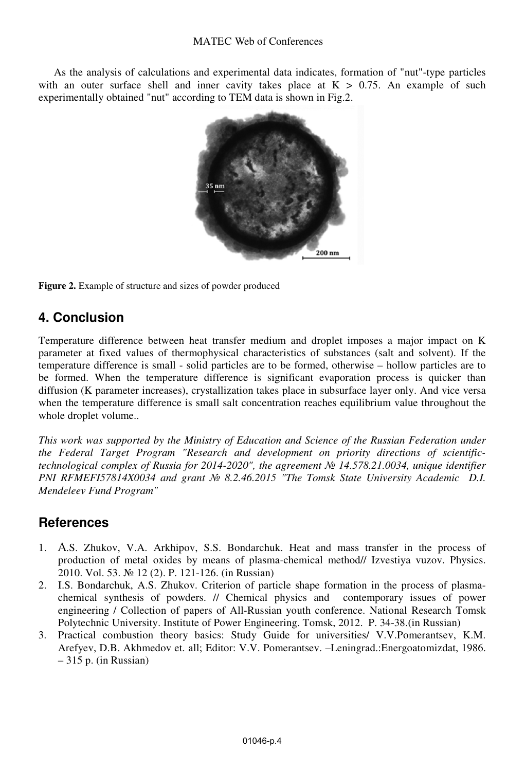As the analysis of calculations and experimental data indicates, formation of "nut"-type particles with an outer surface shell and inner cavity takes place at $K > 0.75$. An example of such experimentally obtained "nut" according to TEM data is shown in Fig.2.

35 nm

200 nm

**Figure 2.** Example of structure and sizes of powder produced

## 4. Conclusion

Temperature difference between heat transfer medium and droplet imposes a major impact on K parameter at fixed values of thermophysical characteristics of substances (salt and solvent). If the temperature difference is small - solid particles are to be formed, otherwise – hollow particles are to be formed. When the temperature difference is significant evaporation process is quicker than diffusion (K parameter increases), crystallization takes place in subsurface layer only. And vice versa when the temperature difference is small salt concentration reaches equilibrium value throughout the whole droplet volume..

*This work was supported by the Ministry of Education and Science of the Russian Federation under the Federal Target Program "Research and development on priority directions of scientific-technological complex of Russia for 2014-2020", the agreement № 14.578.21.0034, unique identifier PNI RFMEFI57814X0034 and grant № 8.2.46.2015 "The Tomsk State University Academic D.I. Mendeleev Fund Program"*

## References

1. A.S. Zhukov, V.A. Arkhipov, S.S. Bondarchuk. Heat and mass transfer in the process of production of metal oxides by means of plasma-chemical method// Izvestiya vuzov. Physics. 2010. Vol. 53. № 12 (2). P. 121-126. (in Russian)
2. I.S. Bondarchuk, A.S. Zhukov. Criterion of particle shape formation in the process of plasma-chemical synthesis of powders. // Chemical physics and contemporary issues of power engineering / Collection of papers of All-Russian youth conference. National Research Tomsk Polytechnic University. Institute of Power Engineering. Tomsk, 2012. P. 34-38.(in Russian)
3. Practical combustion theory basics: Study Guide for universities/ V.V.Pomerantsev, K.M. Arefyev, D.B. Akhmedov et. all; Editor: V.V. Pomerantsev. –Leningrad.:Energoatomizdat, 1986. – 315 p. (in Russian)